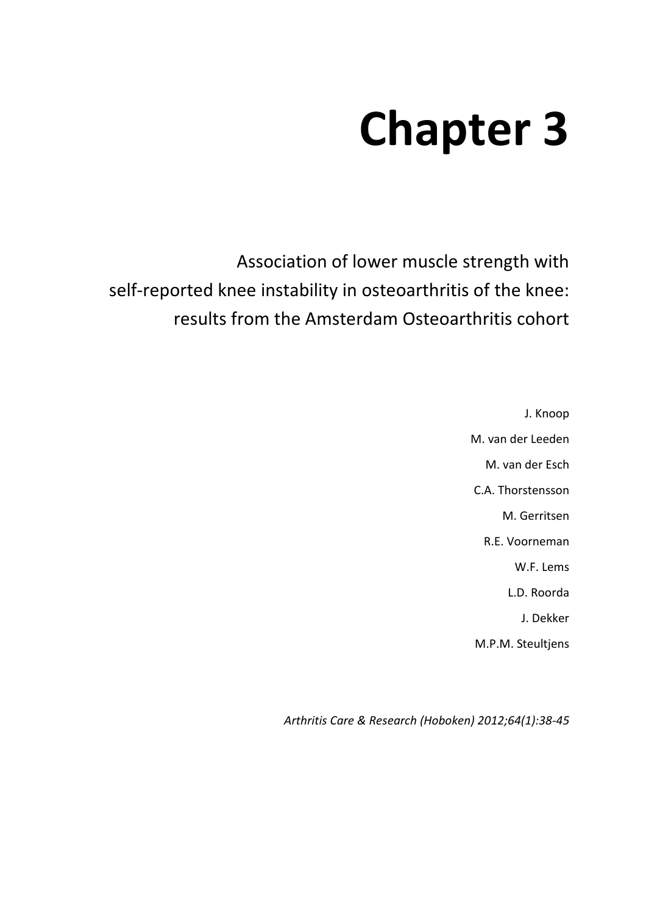# Chapter 3

## Association of lower muscle strength with self-reported knee instability in osteoarthritis of the knee: results from the Amsterdam Osteoarthritis cohort

J. Knoop

M. van der Leeden

M. van der Esch

C.A. Thorstensson

M. Gerritsen

R.E. Voorneman

W.F. Lems

L.D. Roorda

J. Dekker

M.P.M. Steultjens

*Arthritis Care & Research (Hoboken) 2012;64(1):38-45*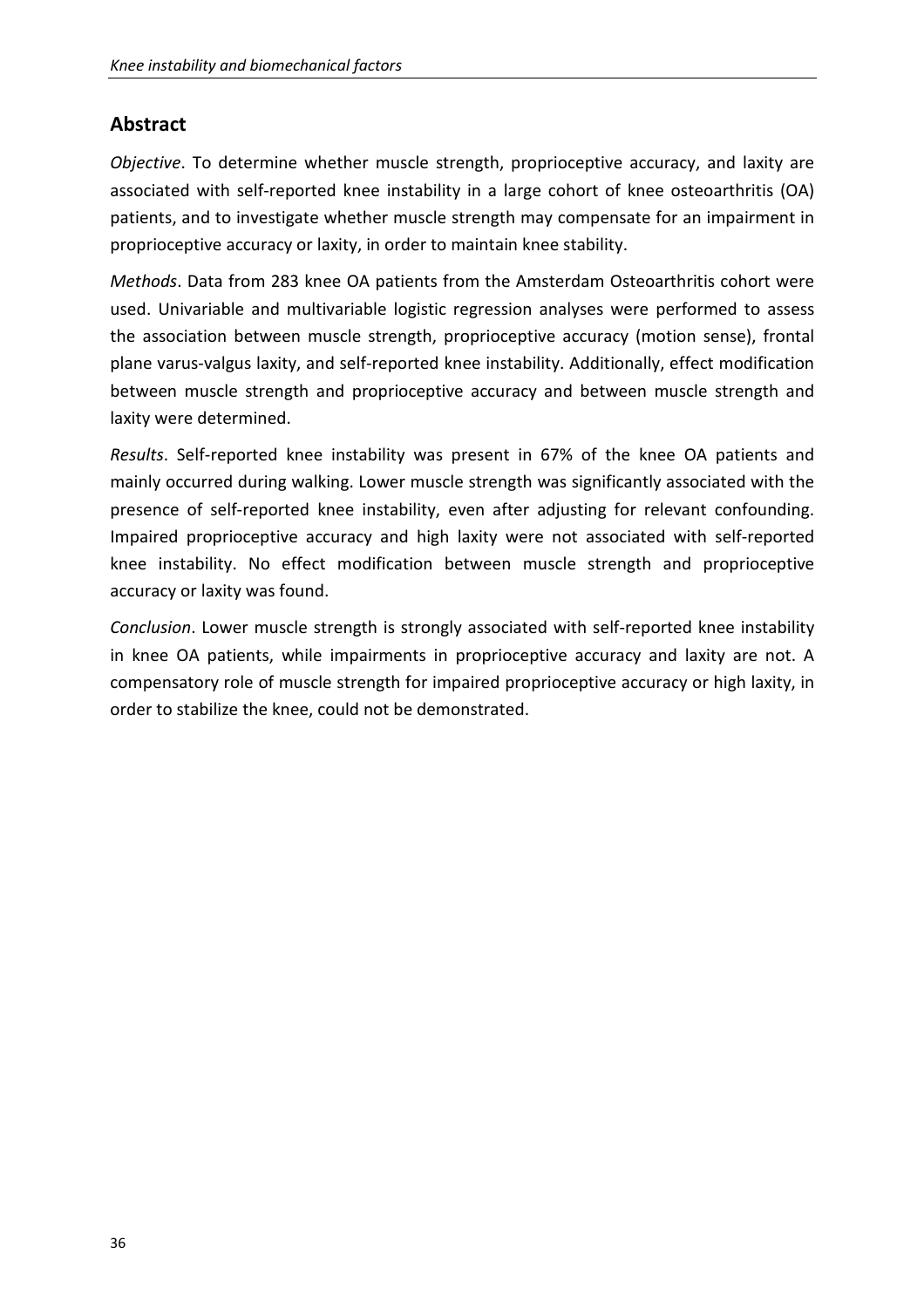## Abstract

*Objective*. To determine whether muscle strength, proprioceptive accuracy, and laxity are associated with self-reported knee instability in a large cohort of knee osteoarthritis (OA) patients, and to investigate whether muscle strength may compensate for an impairment in proprioceptive accuracy or laxity, in order to maintain knee stability.

*Methods*. Data from 283 knee OA patients from the Amsterdam Osteoarthritis cohort were used. Univariable and multivariable logistic regression analyses were performed to assess the association between muscle strength, proprioceptive accuracy (motion sense), frontal plane varus-valgus laxity, and self-reported knee instability. Additionally, effect modification between muscle strength and proprioceptive accuracy and between muscle strength and laxity were determined.

*Results*. Self-reported knee instability was present in 67% of the knee OA patients and mainly occurred during walking. Lower muscle strength was significantly associated with the presence of self-reported knee instability, even after adjusting for relevant confounding. Impaired proprioceptive accuracy and high laxity were not associated with self-reported knee instability. No effect modification between muscle strength and proprioceptive accuracy or laxity was found.

*Conclusion*. Lower muscle strength is strongly associated with self-reported knee instability in knee OA patients, while impairments in proprioceptive accuracy and laxity are not. A compensatory role of muscle strength for impaired proprioceptive accuracy or high laxity, in order to stabilize the knee, could not be demonstrated.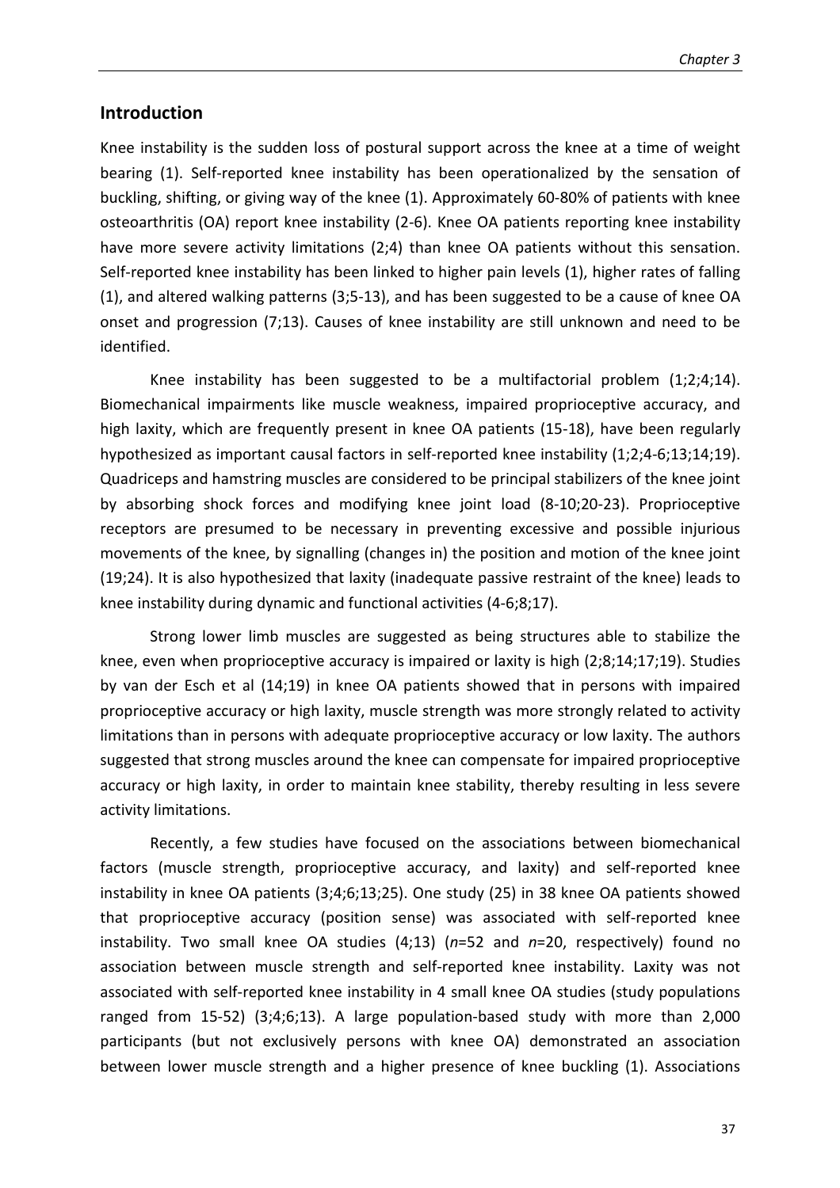## Introduction

Knee instability is the sudden loss of postural support across the knee at a time of weight bearing (1). Self-reported knee instability has been operationalized by the sensation of buckling, shifting, or giving way of the knee (1). Approximately 60-80% of patients with knee osteoarthritis (OA) report knee instability (2-6). Knee OA patients reporting knee instability have more severe activity limitations (2;4) than knee OA patients without this sensation. Self-reported knee instability has been linked to higher pain levels (1), higher rates of falling (1), and altered walking patterns (3;5-13), and has been suggested to be a cause of knee OA onset and progression (7;13). Causes of knee instability are still unknown and need to be identified.

Knee instability has been suggested to be a multifactorial problem (1;2;4;14). Biomechanical impairments like muscle weakness, impaired proprioceptive accuracy, and high laxity, which are frequently present in knee OA patients (15-18), have been regularly hypothesized as important causal factors in self-reported knee instability (1;2;4-6;13;14;19). Quadriceps and hamstring muscles are considered to be principal stabilizers of the knee joint by absorbing shock forces and modifying knee joint load (8-10;20-23). Proprioceptive receptors are presumed to be necessary in preventing excessive and possible injurious movements of the knee, by signalling (changes in) the position and motion of the knee joint (19;24). It is also hypothesized that laxity (inadequate passive restraint of the knee) leads to knee instability during dynamic and functional activities (4-6;8;17).

Strong lower limb muscles are suggested as being structures able to stabilize the knee, even when proprioceptive accuracy is impaired or laxity is high (2;8;14;17;19). Studies by van der Esch et al (14;19) in knee OA patients showed that in persons with impaired proprioceptive accuracy or high laxity, muscle strength was more strongly related to activity limitations than in persons with adequate proprioceptive accuracy or low laxity. The authors suggested that strong muscles around the knee can compensate for impaired proprioceptive accuracy or high laxity, in order to maintain knee stability, thereby resulting in less severe activity limitations.

Recently, a few studies have focused on the associations between biomechanical factors (muscle strength, proprioceptive accuracy, and laxity) and self-reported knee instability in knee OA patients (3;4;6;13;25). One study (25) in 38 knee OA patients showed that proprioceptive accuracy (position sense) was associated with self-reported knee instability. Two small knee OA studies (4;13) (*n*=52 and *n*=20, respectively) found no association between muscle strength and self-reported knee instability. Laxity was not associated with self-reported knee instability in 4 small knee OA studies (study populations ranged from 15-52) (3;4;6;13). A large population-based study with more than 2,000 participants (but not exclusively persons with knee OA) demonstrated an association between lower muscle strength and a higher presence of knee buckling (1). Associations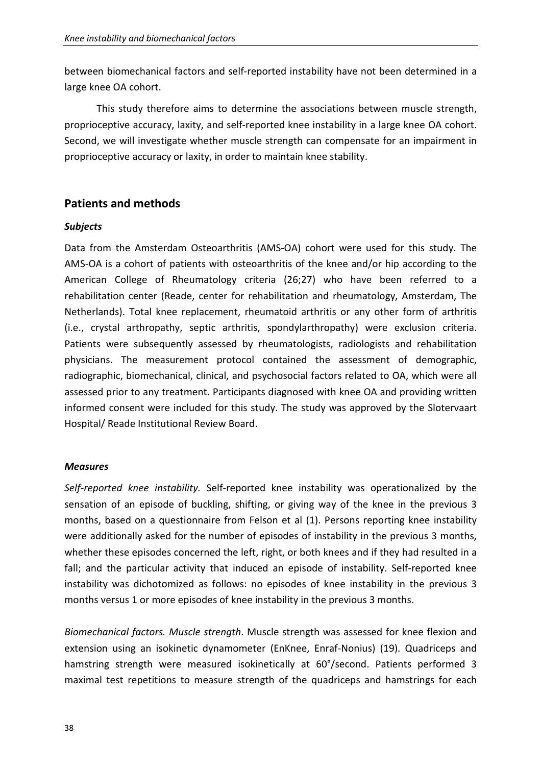between biomechanical factors and self-reported instability have not been determined in a large knee OA cohort.

This study therefore aims to determine the associations between muscle strength, proprioceptive accuracy, laxity, and self-reported knee instability in a large knee OA cohort. Second, we will investigate whether muscle strength can compensate for an impairment in proprioceptive accuracy or laxity, in order to maintain knee stability.

## Patients and methods

### *Subjects*

Data from the Amsterdam Osteoarthritis (AMS-OA) cohort were used for this study. The AMS-OA is a cohort of patients with osteoarthritis of the knee and/or hip according to the American College of Rheumatology criteria (26;27) who have been referred to a rehabilitation center (Reade, center for rehabilitation and rheumatology, Amsterdam, The Netherlands). Total knee replacement, rheumatoid arthritis or any other form of arthritis (i.e., crystal arthropathy, septic arthritis, spondylarthropathy) were exclusion criteria. Patients were subsequently assessed by rheumatologists, radiologists and rehabilitation physicians. The measurement protocol contained the assessment of demographic, radiographic, biomechanical, clinical, and psychosocial factors related to OA, which were all assessed prior to any treatment. Participants diagnosed with knee OA and providing written informed consent were included for this study. The study was approved by the Slotervaart Hospital/ Reade Institutional Review Board.

### *Measures*

*Self-reported knee instability.* Self-reported knee instability was operationalized by the sensation of an episode of buckling, shifting, or giving way of the knee in the previous 3 months, based on a questionnaire from Felson et al (1). Persons reporting knee instability were additionally asked for the number of episodes of instability in the previous 3 months, whether these episodes concerned the left, right, or both knees and if they had resulted in a fall; and the particular activity that induced an episode of instability. Self-reported knee instability was dichotomized as follows: no episodes of knee instability in the previous 3 months versus 1 or more episodes of knee instability in the previous 3 months.

*Biomechanical factors. Muscle strength*. Muscle strength was assessed for knee flexion and extension using an isokinetic dynamometer (EnKnee, Enraf-Nonius) (19). Quadriceps and hamstring strength were measured isokinetically at 60°/second. Patients performed 3 maximal test repetitions to measure strength of the quadriceps and hamstrings for each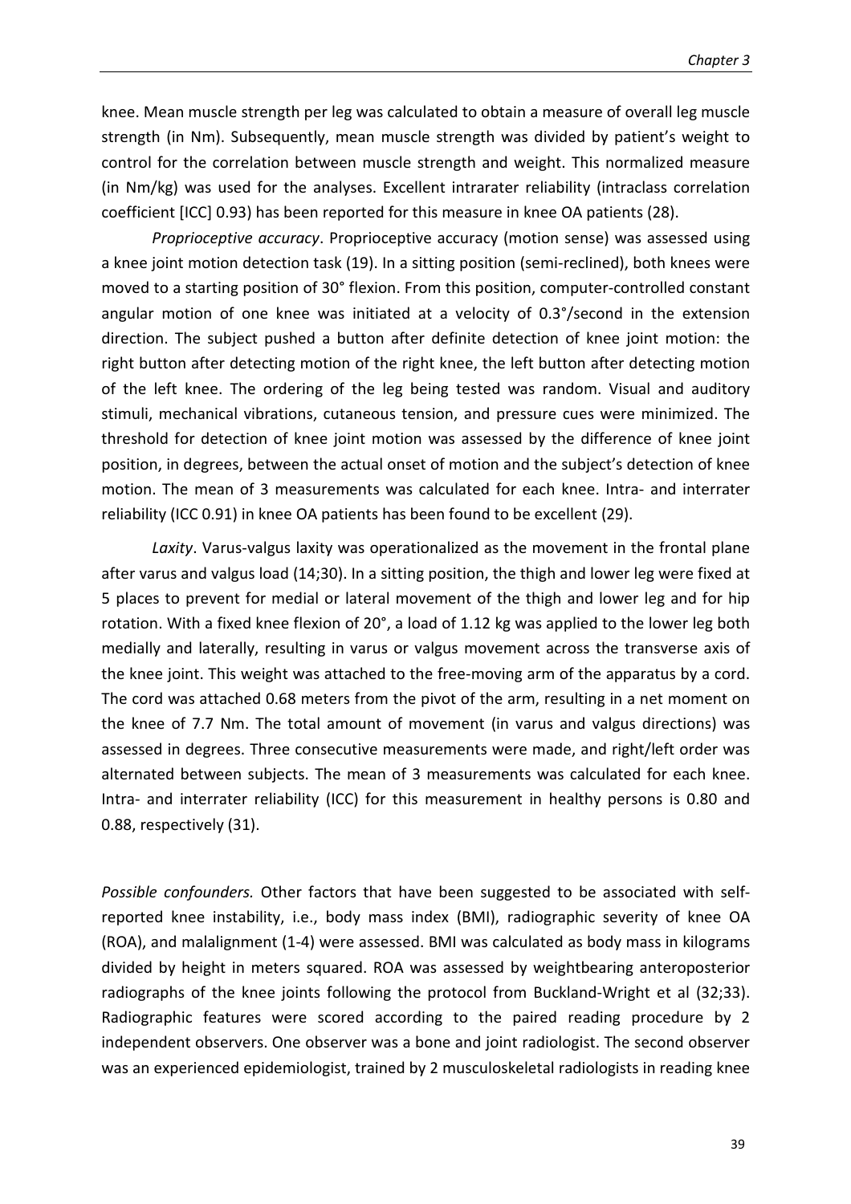knee. Mean muscle strength per leg was calculated to obtain a measure of overall leg muscle strength (in Nm). Subsequently, mean muscle strength was divided by patient's weight to control for the correlation between muscle strength and weight. This normalized measure (in Nm/kg) was used for the analyses. Excellent intrarater reliability (intraclass correlation coefficient [ICC] 0.93) has been reported for this measure in knee OA patients (28).

*Proprioceptive accuracy*. Proprioceptive accuracy (motion sense) was assessed using a knee joint motion detection task (19). In a sitting position (semi-reclined), both knees were moved to a starting position of 30° flexion. From this position, computer-controlled constant angular motion of one knee was initiated at a velocity of 0.3°/second in the extension direction. The subject pushed a button after definite detection of knee joint motion: the right button after detecting motion of the right knee, the left button after detecting motion of the left knee. The ordering of the leg being tested was random. Visual and auditory stimuli, mechanical vibrations, cutaneous tension, and pressure cues were minimized. The threshold for detection of knee joint motion was assessed by the difference of knee joint position, in degrees, between the actual onset of motion and the subject's detection of knee motion. The mean of 3 measurements was calculated for each knee. Intra- and interrater reliability (ICC 0.91) in knee OA patients has been found to be excellent (29).

*Laxity*. Varus-valgus laxity was operationalized as the movement in the frontal plane after varus and valgus load (14;30). In a sitting position, the thigh and lower leg were fixed at 5 places to prevent for medial or lateral movement of the thigh and lower leg and for hip rotation. With a fixed knee flexion of 20°, a load of 1.12 kg was applied to the lower leg both medially and laterally, resulting in varus or valgus movement across the transverse axis of the knee joint. This weight was attached to the free-moving arm of the apparatus by a cord. The cord was attached 0.68 meters from the pivot of the arm, resulting in a net moment on the knee of 7.7 Nm. The total amount of movement (in varus and valgus directions) was assessed in degrees. Three consecutive measurements were made, and right/left order was alternated between subjects. The mean of 3 measurements was calculated for each knee. Intra- and interrater reliability (ICC) for this measurement in healthy persons is 0.80 and 0.88, respectively (31).

*Possible confounders.* Other factors that have been suggested to be associated with self-reported knee instability, i.e., body mass index (BMI), radiographic severity of knee OA (ROA), and malalignment (1-4) were assessed. BMI was calculated as body mass in kilograms divided by height in meters squared. ROA was assessed by weightbearing anteroposterior radiographs of the knee joints following the protocol from Buckland-Wright et al (32;33). Radiographic features were scored according to the paired reading procedure by 2 independent observers. One observer was a bone and joint radiologist. The second observer was an experienced epidemiologist, trained by 2 musculoskeletal radiologists in reading knee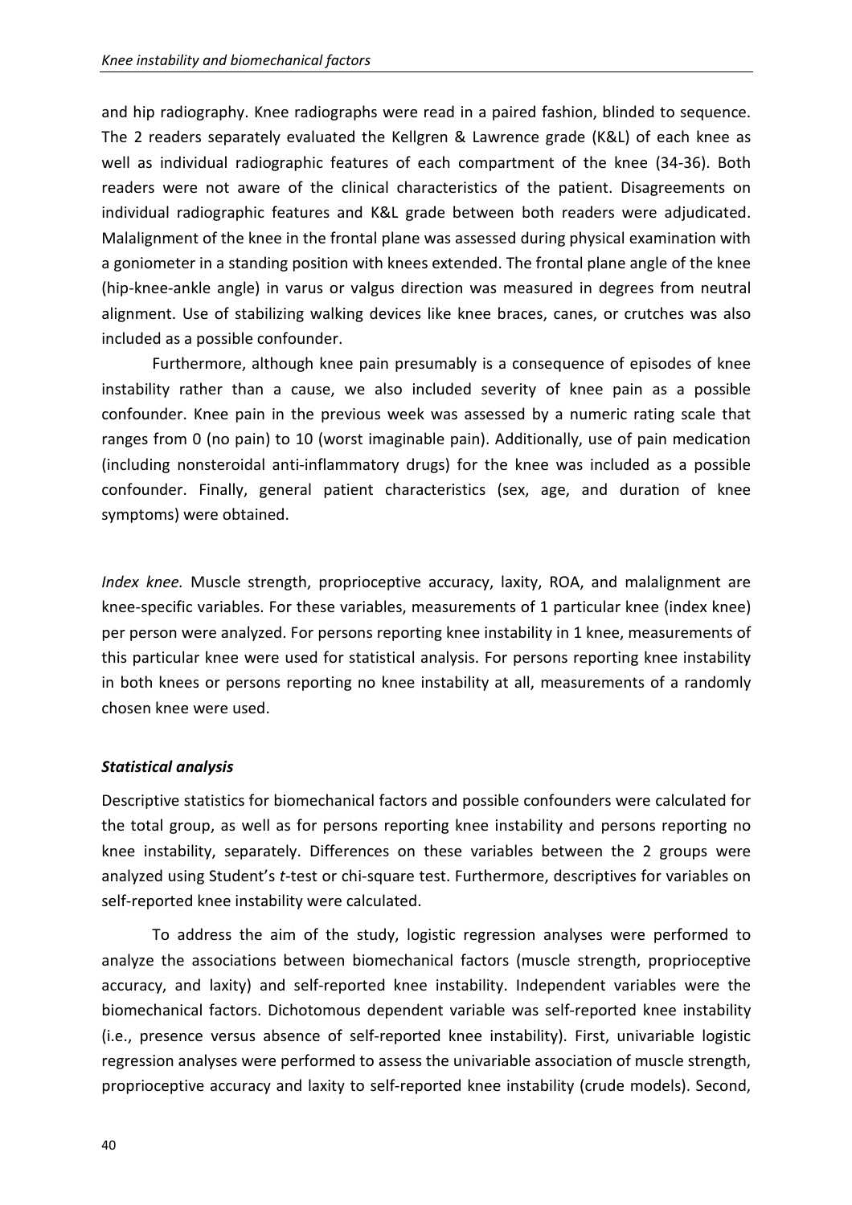and hip radiography. Knee radiographs were read in a paired fashion, blinded to sequence. The 2 readers separately evaluated the Kellgren & Lawrence grade (K&L) of each knee as well as individual radiographic features of each compartment of the knee (34-36). Both readers were not aware of the clinical characteristics of the patient. Disagreements on individual radiographic features and K&L grade between both readers were adjudicated. Malalignment of the knee in the frontal plane was assessed during physical examination with a goniometer in a standing position with knees extended. The frontal plane angle of the knee (hip-knee-ankle angle) in varus or valgus direction was measured in degrees from neutral alignment. Use of stabilizing walking devices like knee braces, canes, or crutches was also included as a possible confounder.

Furthermore, although knee pain presumably is a consequence of episodes of knee instability rather than a cause, we also included severity of knee pain as a possible confounder. Knee pain in the previous week was assessed by a numeric rating scale that ranges from 0 (no pain) to 10 (worst imaginable pain). Additionally, use of pain medication (including nonsteroidal anti-inflammatory drugs) for the knee was included as a possible confounder. Finally, general patient characteristics (sex, age, and duration of knee symptoms) were obtained.

*Index knee.* Muscle strength, proprioceptive accuracy, laxity, ROA, and malalignment are knee-specific variables. For these variables, measurements of 1 particular knee (index knee) per person were analyzed. For persons reporting knee instability in 1 knee, measurements of this particular knee were used for statistical analysis. For persons reporting knee instability in both knees or persons reporting no knee instability at all, measurements of a randomly chosen knee were used.

### ***Statistical analysis***

Descriptive statistics for biomechanical factors and possible confounders were calculated for the total group, as well as for persons reporting knee instability and persons reporting no knee instability, separately. Differences on these variables between the 2 groups were analyzed using Student's *t*-test or chi-square test. Furthermore, descriptives for variables on self-reported knee instability were calculated.

To address the aim of the study, logistic regression analyses were performed to analyze the associations between biomechanical factors (muscle strength, proprioceptive accuracy, and laxity) and self-reported knee instability. Independent variables were the biomechanical factors. Dichotomous dependent variable was self-reported knee instability (i.e., presence versus absence of self-reported knee instability). First, univariable logistic regression analyses were performed to assess the univariable association of muscle strength, proprioceptive accuracy and laxity to self-reported knee instability (crude models). Second,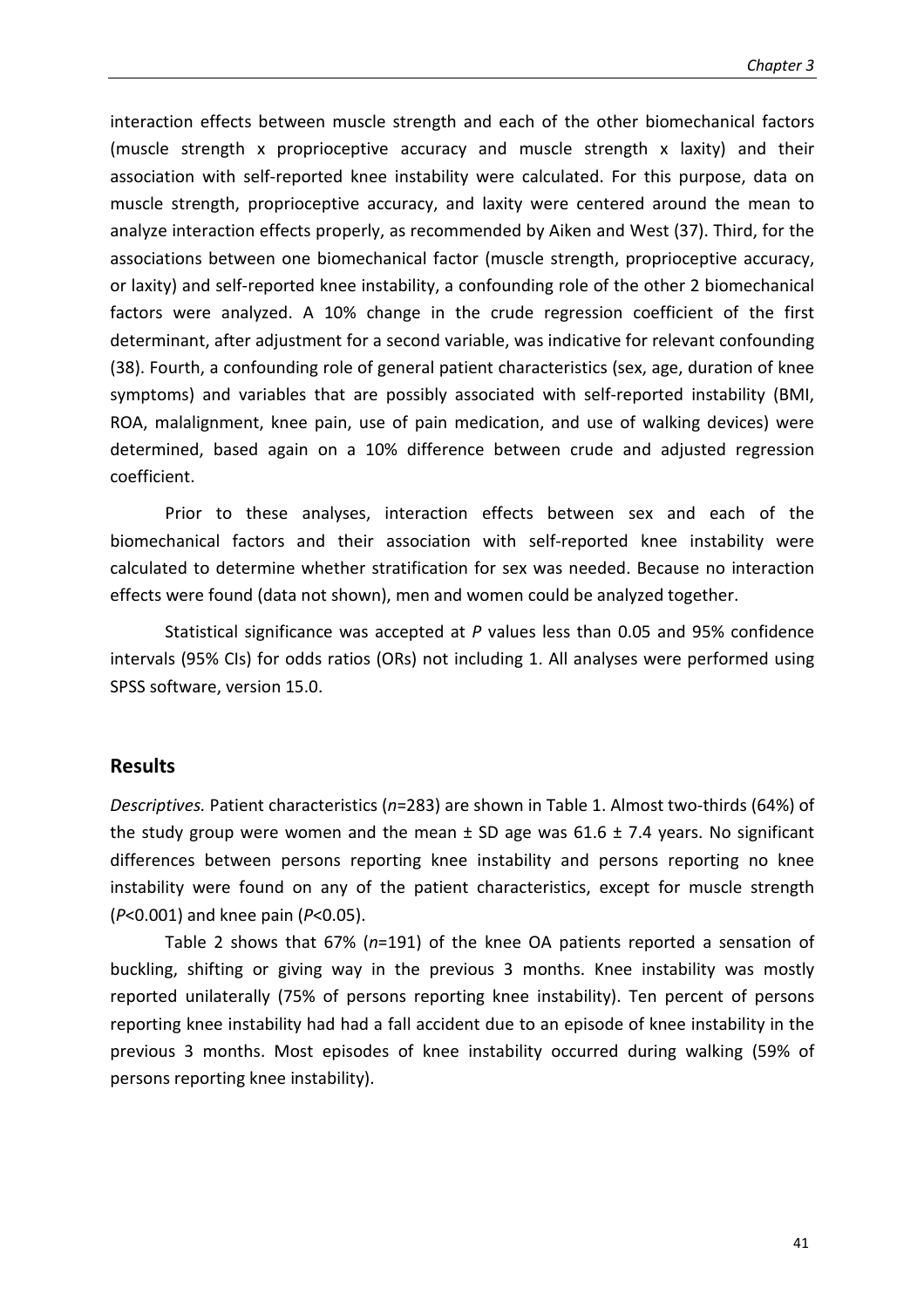interaction effects between muscle strength and each of the other biomechanical factors (muscle strength x proprioceptive accuracy and muscle strength x laxity) and their association with self-reported knee instability were calculated. For this purpose, data on muscle strength, proprioceptive accuracy, and laxity were centered around the mean to analyze interaction effects properly, as recommended by Aiken and West (37). Third, for the associations between one biomechanical factor (muscle strength, proprioceptive accuracy, or laxity) and self-reported knee instability, a confounding role of the other 2 biomechanical factors were analyzed. A 10% change in the crude regression coefficient of the first determinant, after adjustment for a second variable, was indicative for relevant confounding (38). Fourth, a confounding role of general patient characteristics (sex, age, duration of knee symptoms) and variables that are possibly associated with self-reported instability (BMI, ROA, malalignment, knee pain, use of pain medication, and use of walking devices) were determined, based again on a 10% difference between crude and adjusted regression coefficient.

Prior to these analyses, interaction effects between sex and each of the biomechanical factors and their association with self-reported knee instability were calculated to determine whether stratification for sex was needed. Because no interaction effects were found (data not shown), men and women could be analyzed together.

Statistical significance was accepted at $P$ values less than 0.05 and 95% confidence intervals (95% CIs) for odds ratios (ORs) not including 1. All analyses were performed using SPSS software, version 15.0.

## Results

*Descriptives.* Patient characteristics ($n$=283) are shown in Table 1. Almost two-thirds (64%) of the study group were women and the mean ± SD age was 61.6 ± 7.4 years. No significant differences between persons reporting knee instability and persons reporting no knee instability were found on any of the patient characteristics, except for muscle strength ($P$<0.001) and knee pain ($P$<0.05).

Table 2 shows that 67% ($n$=191) of the knee OA patients reported a sensation of buckling, shifting or giving way in the previous 3 months. Knee instability was mostly reported unilaterally (75% of persons reporting knee instability). Ten percent of persons reporting knee instability had had a fall accident due to an episode of knee instability in the previous 3 months. Most episodes of knee instability occurred during walking (59% of persons reporting knee instability).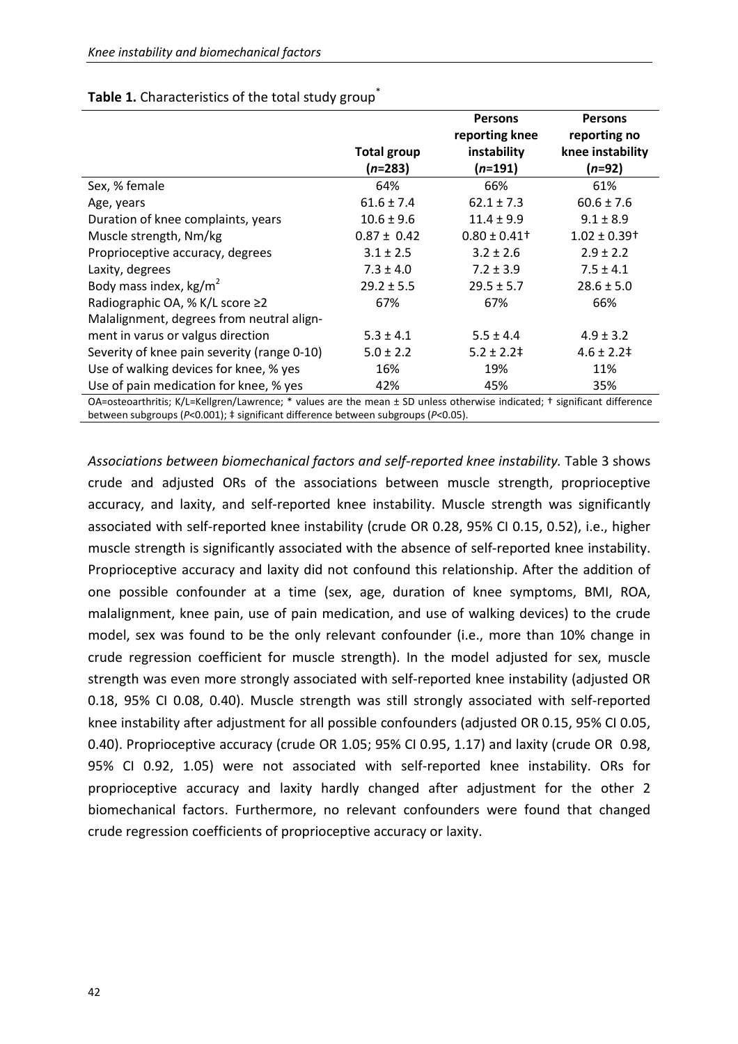**Table 1.** Characteristics of the total study group*

| | Total group (*n*=283) | Persons reporting knee instability (*n*=191) | Persons reporting no knee instability (*n*=92) |
|---|---|---|---|
| Sex, % female | 64% | 66% | 61% |
| Age, years | 61.6 ± 7.4 | 62.1 ± 7.3 | 60.6 ± 7.6 |
| Duration of knee complaints, years | 10.6 ± 9.6 | 11.4 ± 9.9 | 9.1 ± 8.9 |
| Muscle strength, Nm/kg | 0.87 ± 0.42 | 0.80 ± 0.41† | 1.02 ± 0.39† |
| Proprioceptive accuracy, degrees | 3.1 ± 2.5 | 3.2 ± 2.6 | 2.9 ± 2.2 |
| Laxity, degrees | 7.3 ± 4.0 | 7.2 ± 3.9 | 7.5 ± 4.1 |
| Body mass index, kg/m$^2$ | 29.2 ± 5.5 | 29.5 ± 5.7 | 28.6 ± 5.0 |
| Radiographic OA, % K/L score ≥2 | 67% | 67% | 66% |
| Malalignment, degrees from neutral alignment in varus or valgus direction | 5.3 ± 4.1 | 5.5 ± 4.4 | 4.9 ± 3.2 |
| Severity of knee pain severity (range 0-10) | 5.0 ± 2.2 | 5.2 ± 2.2‡ | 4.6 ± 2.2‡ |
| Use of walking devices for knee, % yes | 16% | 19% | 11% |
| Use of pain medication for knee, % yes | 42% | 45% | 35% |

OA=osteoarthritis; K/L=Kellgren/Lawrence; * values are the mean ± SD unless otherwise indicated; † significant difference between subgroups ($P$<0.001); ‡ significant difference between subgroups ($P$<0.05).

*Associations between biomechanical factors and self-reported knee instability.* Table 3 shows crude and adjusted ORs of the associations between muscle strength, proprioceptive accuracy, and laxity, and self-reported knee instability. Muscle strength was significantly associated with self-reported knee instability (crude OR 0.28, 95% CI 0.15, 0.52), i.e., higher muscle strength is significantly associated with the absence of self-reported knee instability. Proprioceptive accuracy and laxity did not confound this relationship. After the addition of one possible confounder at a time (sex, age, duration of knee symptoms, BMI, ROA, malalignment, knee pain, use of pain medication, and use of walking devices) to the crude model, sex was found to be the only relevant confounder (i.e., more than 10% change in crude regression coefficient for muscle strength). In the model adjusted for sex, muscle strength was even more strongly associated with self-reported knee instability (adjusted OR 0.18, 95% CI 0.08, 0.40). Muscle strength was still strongly associated with self-reported knee instability after adjustment for all possible confounders (adjusted OR 0.15, 95% CI 0.05, 0.40). Proprioceptive accuracy (crude OR 1.05; 95% CI 0.95, 1.17) and laxity (crude OR 0.98, 95% CI 0.92, 1.05) were not associated with self-reported knee instability. ORs for proprioceptive accuracy and laxity hardly changed after adjustment for the other 2 biomechanical factors. Furthermore, no relevant confounders were found that changed crude regression coefficients of proprioceptive accuracy or laxity.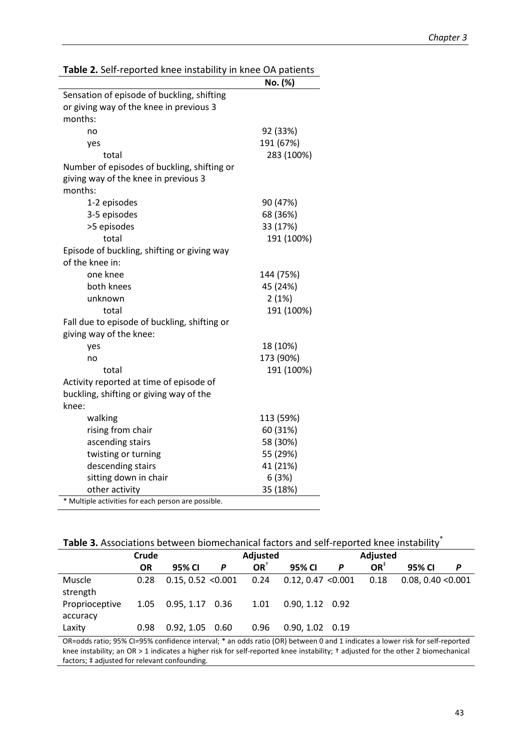**Table 2.** Self-reported knee instability in knee OA patients

| | No. (%) |
|---|---|
| Sensation of episode of buckling, shifting or giving way of the knee in previous 3 months: | |
| no | 92 (33%) |
| yes | 191 (67%) |
| total | 283 (100%) |
| Number of episodes of buckling, shifting or giving way of the knee in previous 3 months: | |
| 1-2 episodes | 90 (47%) |
| 3-5 episodes | 68 (36%) |
| >5 episodes | 33 (17%) |
| total | 191 (100%) |
| Episode of buckling, shifting or giving way of the knee in: | |
| one knee | 144 (75%) |
| both knees | 45 (24%) |
| unknown | 2 (1%) |
| total | 191 (100%) |
| Fall due to episode of buckling, shifting or giving way of the knee: | |
| yes | 18 (10%) |
| no | 173 (90%) |
| total | 191 (100%) |
| Activity reported at time of episode of buckling, shifting or giving way of the knee: | |
| walking | 113 (59%) |
| rising from chair | 60 (31%) |
| ascending stairs | 58 (30%) |
| twisting or turning | 55 (29%) |
| descending stairs | 41 (21%) |
| sitting down in chair | 6 (3%) |
| other activity | 35 (18%) |

* Multiple activities for each person are possible.

**Table 3.** Associations between biomechanical factors and self-reported knee instability*

| | Crude | | | Adjusted | | | Adjusted | | |
|---|---|---|---|---|---|---|---|---|---|
| | OR | 95% CI | P | OR† | 95% CI | P | OR‡ | 95% CI | P |
| Muscle strength | 0.28 | 0.15, 0.52 | <0.001 | 0.24 | 0.12, 0.47 | <0.001 | 0.18 | 0.08, 0.40 | <0.001 |
| Proprioceptive accuracy | 1.05 | 0.95, 1.17 | 0.36 | 1.01 | 0.90, 1.12 | 0.92 | | | |
| Laxity | 0.98 | 0.92, 1.05 | 0.60 | 0.96 | 0.90, 1.02 | 0.19 | | | |

OR=odds ratio; 95% CI=95% confidence interval; * an odds ratio (OR) between 0 and 1 indicates a lower risk for self-reported knee instability; an OR > 1 indicates a higher risk for self-reported knee instability; † adjusted for the other 2 biomechanical factors; ‡ adjusted for relevant confounding.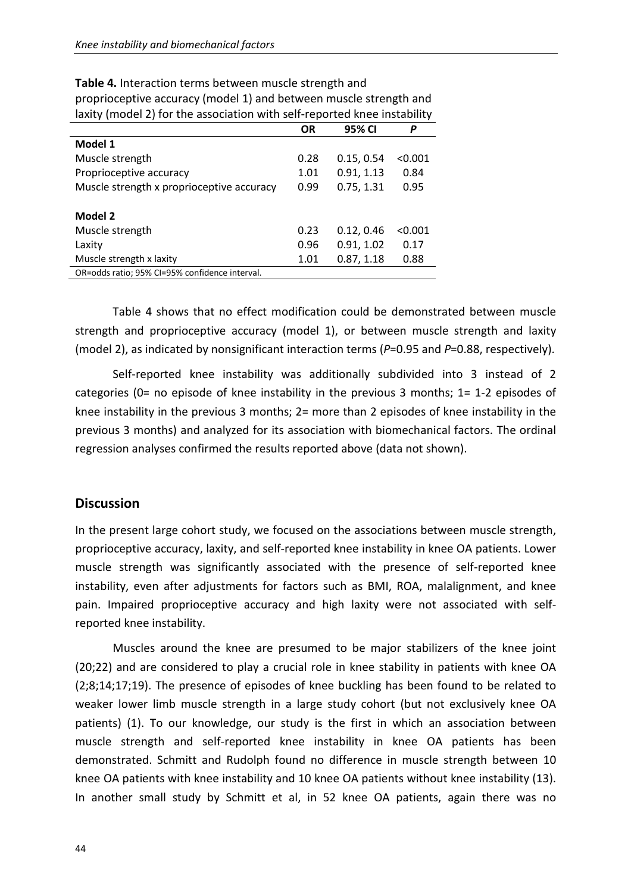**Table 4.** Interaction terms between muscle strength and proprioceptive accuracy (model 1) and between muscle strength and laxity (model 2) for the association with self-reported knee instability

| | OR | 95% CI | *P* |
|---|---|---|---|
| **Model 1** | | | |
| Muscle strength | 0.28 | 0.15, 0.54 | <0.001 |
| Proprioceptive accuracy | 1.01 | 0.91, 1.13 | 0.84 |
| Muscle strength x proprioceptive accuracy | 0.99 | 0.75, 1.31 | 0.95 |
| **Model 2** | | | |
| Muscle strength | 0.23 | 0.12, 0.46 | <0.001 |
| Laxity | 0.96 | 0.91, 1.02 | 0.17 |
| Muscle strength x laxity | 1.01 | 0.87, 1.18 | 0.88 |

OR=odds ratio; 95% CI=95% confidence interval.

Table 4 shows that no effect modification could be demonstrated between muscle strength and proprioceptive accuracy (model 1), or between muscle strength and laxity (model 2), as indicated by nonsignificant interaction terms (*P*=0.95 and *P*=0.88, respectively).

Self-reported knee instability was additionally subdivided into 3 instead of 2 categories (0= no episode of knee instability in the previous 3 months; 1= 1-2 episodes of knee instability in the previous 3 months; 2= more than 2 episodes of knee instability in the previous 3 months) and analyzed for its association with biomechanical factors. The ordinal regression analyses confirmed the results reported above (data not shown).

## Discussion

In the present large cohort study, we focused on the associations between muscle strength, proprioceptive accuracy, laxity, and self-reported knee instability in knee OA patients. Lower muscle strength was significantly associated with the presence of self-reported knee instability, even after adjustments for factors such as BMI, ROA, malalignment, and knee pain. Impaired proprioceptive accuracy and high laxity were not associated with self-reported knee instability.

Muscles around the knee are presumed to be major stabilizers of the knee joint (20;22) and are considered to play a crucial role in knee stability in patients with knee OA (2;8;14;17;19). The presence of episodes of knee buckling has been found to be related to weaker lower limb muscle strength in a large study cohort (but not exclusively knee OA patients) (1). To our knowledge, our study is the first in which an association between muscle strength and self-reported knee instability in knee OA patients has been demonstrated. Schmitt and Rudolph found no difference in muscle strength between 10 knee OA patients with knee instability and 10 knee OA patients without knee instability (13). In another small study by Schmitt et al, in 52 knee OA patients, again there was no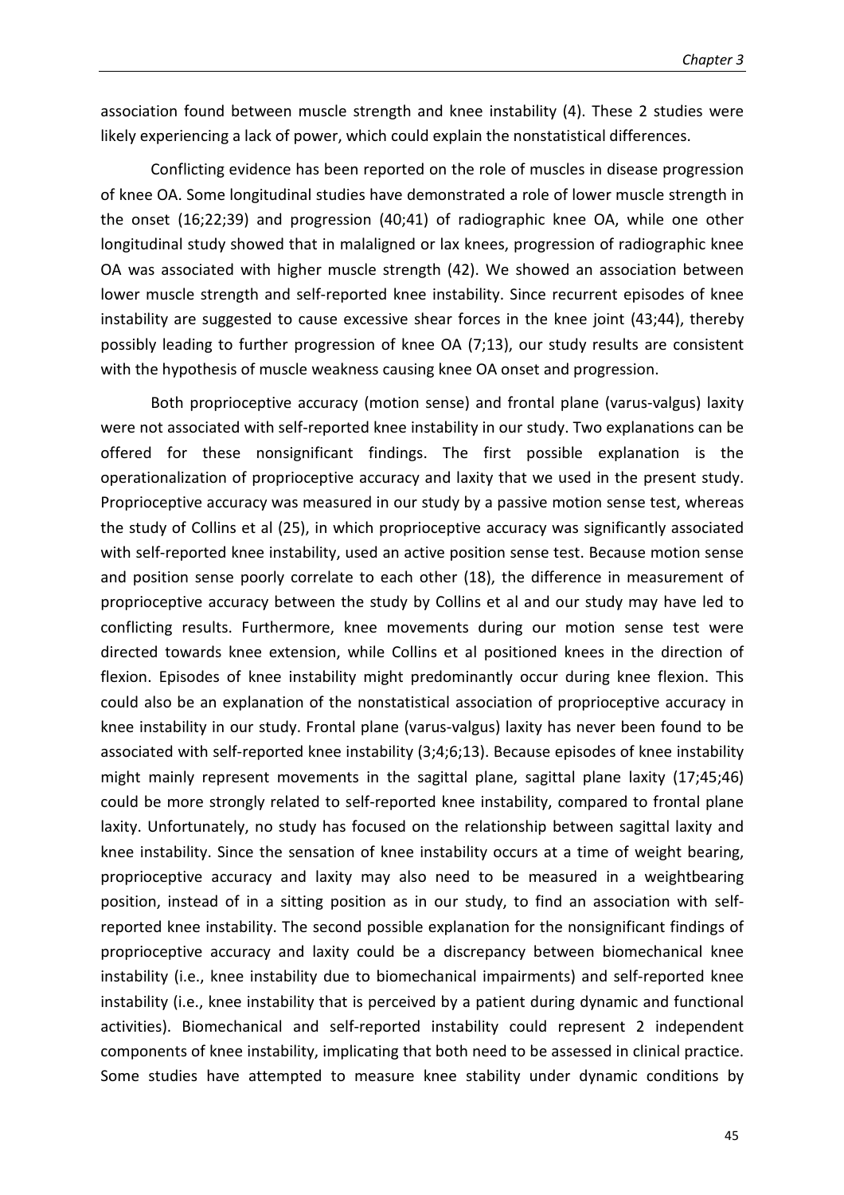association found between muscle strength and knee instability (4). These 2 studies were likely experiencing a lack of power, which could explain the nonstatistical differences.

Conflicting evidence has been reported on the role of muscles in disease progression of knee OA. Some longitudinal studies have demonstrated a role of lower muscle strength in the onset (16;22;39) and progression (40;41) of radiographic knee OA, while one other longitudinal study showed that in malaligned or lax knees, progression of radiographic knee OA was associated with higher muscle strength (42). We showed an association between lower muscle strength and self-reported knee instability. Since recurrent episodes of knee instability are suggested to cause excessive shear forces in the knee joint (43;44), thereby possibly leading to further progression of knee OA (7;13), our study results are consistent with the hypothesis of muscle weakness causing knee OA onset and progression.

Both proprioceptive accuracy (motion sense) and frontal plane (varus-valgus) laxity were not associated with self-reported knee instability in our study. Two explanations can be offered for these nonsignificant findings. The first possible explanation is the operationalization of proprioceptive accuracy and laxity that we used in the present study. Proprioceptive accuracy was measured in our study by a passive motion sense test, whereas the study of Collins et al (25), in which proprioceptive accuracy was significantly associated with self-reported knee instability, used an active position sense test. Because motion sense and position sense poorly correlate to each other (18), the difference in measurement of proprioceptive accuracy between the study by Collins et al and our study may have led to conflicting results. Furthermore, knee movements during our motion sense test were directed towards knee extension, while Collins et al positioned knees in the direction of flexion. Episodes of knee instability might predominantly occur during knee flexion. This could also be an explanation of the nonstatistical association of proprioceptive accuracy in knee instability in our study. Frontal plane (varus-valgus) laxity has never been found to be associated with self-reported knee instability (3;4;6;13). Because episodes of knee instability might mainly represent movements in the sagittal plane, sagittal plane laxity (17;45;46) could be more strongly related to self-reported knee instability, compared to frontal plane laxity. Unfortunately, no study has focused on the relationship between sagittal laxity and knee instability. Since the sensation of knee instability occurs at a time of weight bearing, proprioceptive accuracy and laxity may also need to be measured in a weightbearing position, instead of in a sitting position as in our study, to find an association with self-reported knee instability. The second possible explanation for the nonsignificant findings of proprioceptive accuracy and laxity could be a discrepancy between biomechanical knee instability (i.e., knee instability due to biomechanical impairments) and self-reported knee instability (i.e., knee instability that is perceived by a patient during dynamic and functional activities). Biomechanical and self-reported instability could represent 2 independent components of knee instability, implicating that both need to be assessed in clinical practice. Some studies have attempted to measure knee stability under dynamic conditions by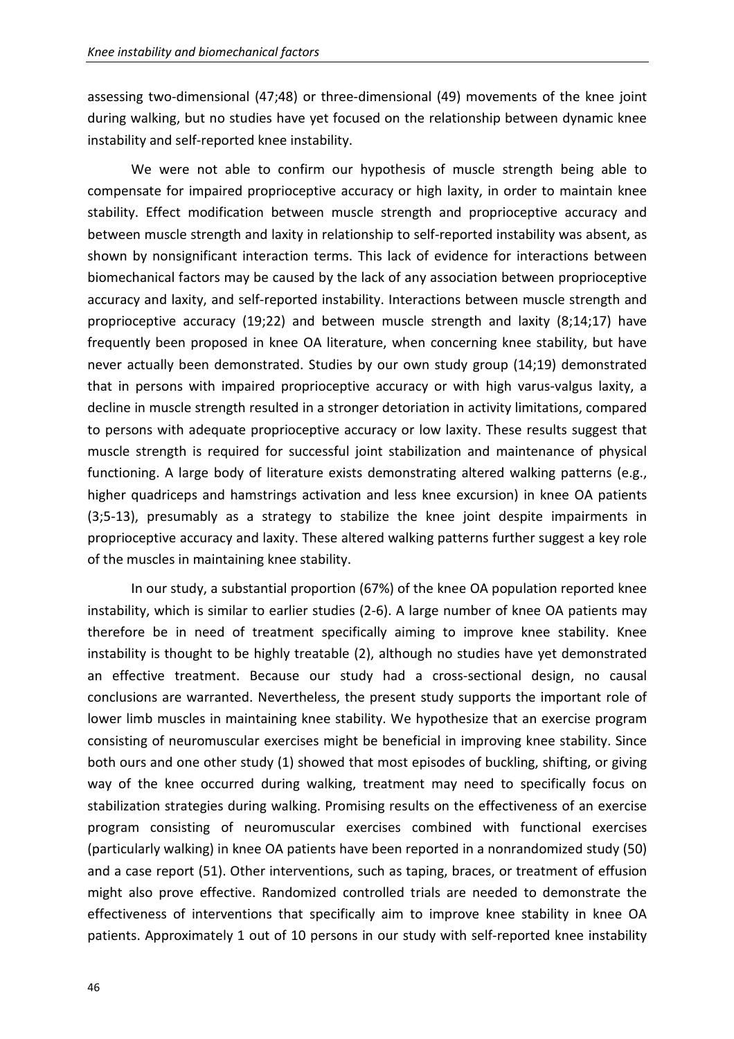assessing two-dimensional (47;48) or three-dimensional (49) movements of the knee joint during walking, but no studies have yet focused on the relationship between dynamic knee instability and self-reported knee instability.

We were not able to confirm our hypothesis of muscle strength being able to compensate for impaired proprioceptive accuracy or high laxity, in order to maintain knee stability. Effect modification between muscle strength and proprioceptive accuracy and between muscle strength and laxity in relationship to self-reported instability was absent, as shown by nonsignificant interaction terms. This lack of evidence for interactions between biomechanical factors may be caused by the lack of any association between proprioceptive accuracy and laxity, and self-reported instability. Interactions between muscle strength and proprioceptive accuracy (19;22) and between muscle strength and laxity (8;14;17) have frequently been proposed in knee OA literature, when concerning knee stability, but have never actually been demonstrated. Studies by our own study group (14;19) demonstrated that in persons with impaired proprioceptive accuracy or with high varus-valgus laxity, a decline in muscle strength resulted in a stronger detoriation in activity limitations, compared to persons with adequate proprioceptive accuracy or low laxity. These results suggest that muscle strength is required for successful joint stabilization and maintenance of physical functioning. A large body of literature exists demonstrating altered walking patterns (e.g., higher quadriceps and hamstrings activation and less knee excursion) in knee OA patients (3;5-13), presumably as a strategy to stabilize the knee joint despite impairments in proprioceptive accuracy and laxity. These altered walking patterns further suggest a key role of the muscles in maintaining knee stability.

In our study, a substantial proportion (67%) of the knee OA population reported knee instability, which is similar to earlier studies (2-6). A large number of knee OA patients may therefore be in need of treatment specifically aiming to improve knee stability. Knee instability is thought to be highly treatable (2), although no studies have yet demonstrated an effective treatment. Because our study had a cross-sectional design, no causal conclusions are warranted. Nevertheless, the present study supports the important role of lower limb muscles in maintaining knee stability. We hypothesize that an exercise program consisting of neuromuscular exercises might be beneficial in improving knee stability. Since both ours and one other study (1) showed that most episodes of buckling, shifting, or giving way of the knee occurred during walking, treatment may need to specifically focus on stabilization strategies during walking. Promising results on the effectiveness of an exercise program consisting of neuromuscular exercises combined with functional exercises (particularly walking) in knee OA patients have been reported in a nonrandomized study (50) and a case report (51). Other interventions, such as taping, braces, or treatment of effusion might also prove effective. Randomized controlled trials are needed to demonstrate the effectiveness of interventions that specifically aim to improve knee stability in knee OA patients. Approximately 1 out of 10 persons in our study with self-reported knee instability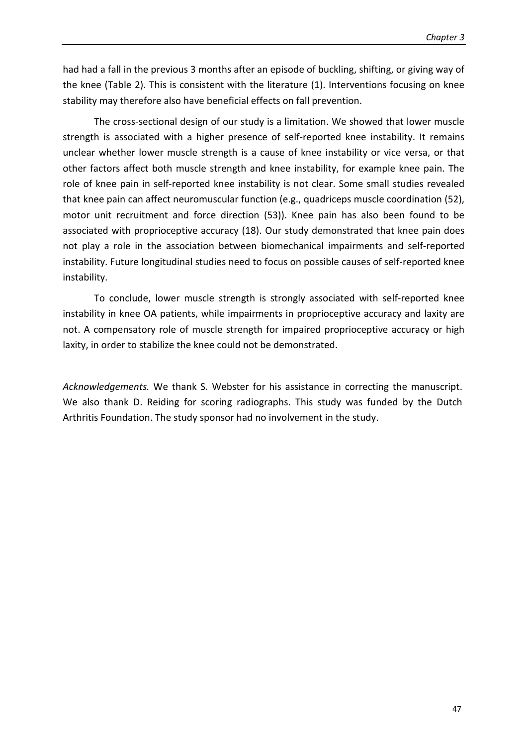had had a fall in the previous 3 months after an episode of buckling, shifting, or giving way of the knee (Table 2). This is consistent with the literature (1). Interventions focusing on knee stability may therefore also have beneficial effects on fall prevention.

The cross-sectional design of our study is a limitation. We showed that lower muscle strength is associated with a higher presence of self-reported knee instability. It remains unclear whether lower muscle strength is a cause of knee instability or vice versa, or that other factors affect both muscle strength and knee instability, for example knee pain. The role of knee pain in self-reported knee instability is not clear. Some small studies revealed that knee pain can affect neuromuscular function (e.g., quadriceps muscle coordination (52), motor unit recruitment and force direction (53)). Knee pain has also been found to be associated with proprioceptive accuracy (18). Our study demonstrated that knee pain does not play a role in the association between biomechanical impairments and self-reported instability. Future longitudinal studies need to focus on possible causes of self-reported knee instability.

To conclude, lower muscle strength is strongly associated with self-reported knee instability in knee OA patients, while impairments in proprioceptive accuracy and laxity are not. A compensatory role of muscle strength for impaired proprioceptive accuracy or high laxity, in order to stabilize the knee could not be demonstrated.

*Acknowledgements.* We thank S. Webster for his assistance in correcting the manuscript. We also thank D. Reiding for scoring radiographs. This study was funded by the Dutch Arthritis Foundation. The study sponsor had no involvement in the study.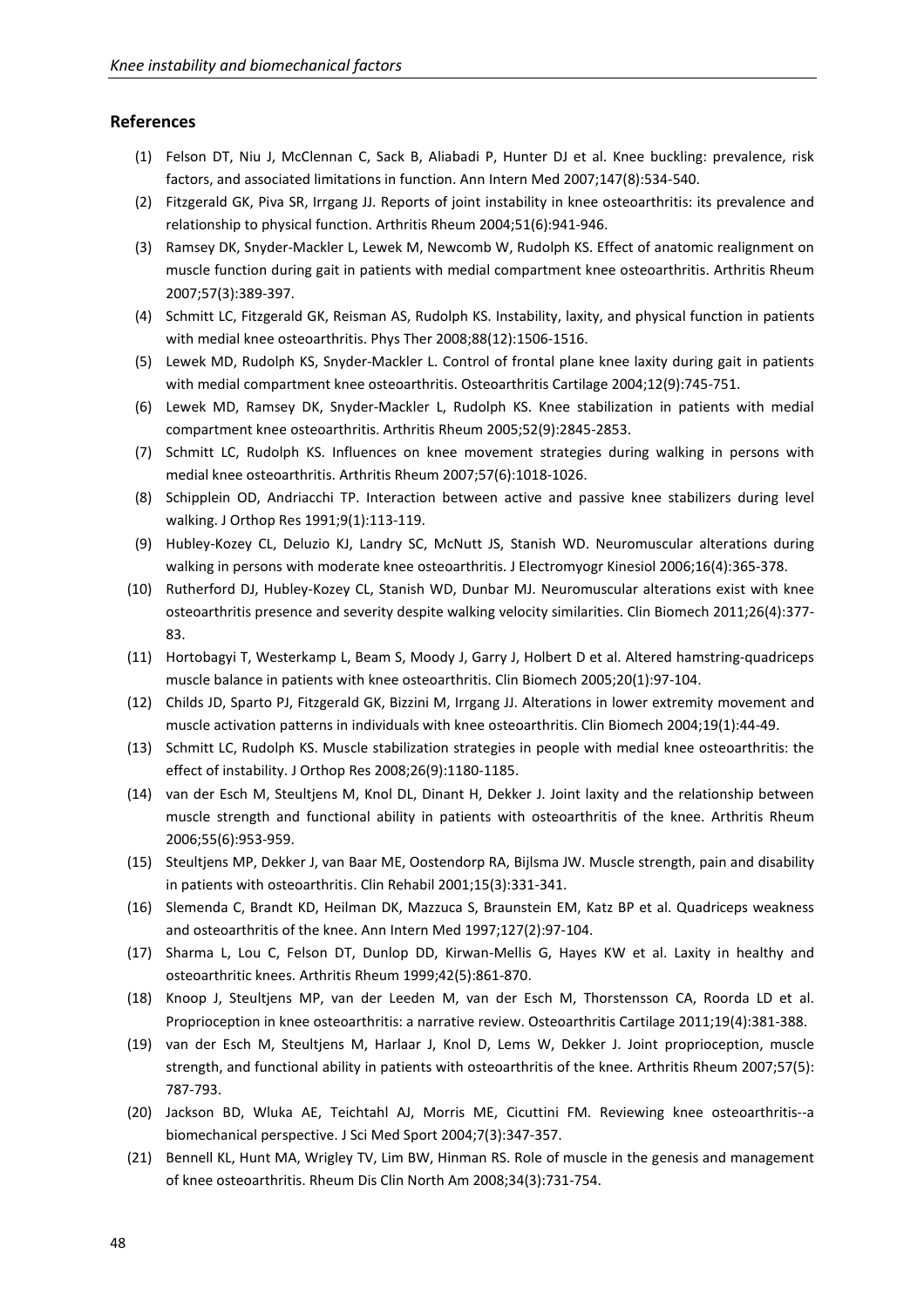## References

(1) Felson DT, Niu J, McClennan C, Sack B, Aliabadi P, Hunter DJ et al. Knee buckling: prevalence, risk factors, and associated limitations in function. Ann Intern Med 2007;147(8):534-540.

(2) Fitzgerald GK, Piva SR, Irrgang JJ. Reports of joint instability in knee osteoarthritis: its prevalence and relationship to physical function. Arthritis Rheum 2004;51(6):941-946.

(3) Ramsey DK, Snyder-Mackler L, Lewek M, Newcomb W, Rudolph KS. Effect of anatomic realignment on muscle function during gait in patients with medial compartment knee osteoarthritis. Arthritis Rheum 2007;57(3):389-397.

(4) Schmitt LC, Fitzgerald GK, Reisman AS, Rudolph KS. Instability, laxity, and physical function in patients with medial knee osteoarthritis. Phys Ther 2008;88(12):1506-1516.

(5) Lewek MD, Rudolph KS, Snyder-Mackler L. Control of frontal plane knee laxity during gait in patients with medial compartment knee osteoarthritis. Osteoarthritis Cartilage 2004;12(9):745-751.

(6) Lewek MD, Ramsey DK, Snyder-Mackler L, Rudolph KS. Knee stabilization in patients with medial compartment knee osteoarthritis. Arthritis Rheum 2005;52(9):2845-2853.

(7) Schmitt LC, Rudolph KS. Influences on knee movement strategies during walking in persons with medial knee osteoarthritis. Arthritis Rheum 2007;57(6):1018-1026.

(8) Schipplein OD, Andriacchi TP. Interaction between active and passive knee stabilizers during level walking. J Orthop Res 1991;9(1):113-119.

(9) Hubley-Kozey CL, Deluzio KJ, Landry SC, McNutt JS, Stanish WD. Neuromuscular alterations during walking in persons with moderate knee osteoarthritis. J Electromyogr Kinesiol 2006;16(4):365-378.

(10) Rutherford DJ, Hubley-Kozey CL, Stanish WD, Dunbar MJ. Neuromuscular alterations exist with knee osteoarthritis presence and severity despite walking velocity similarities. Clin Biomech 2011;26(4):377-83.

(11) Hortobagyi T, Westerkamp L, Beam S, Moody J, Garry J, Holbert D et al. Altered hamstring-quadriceps muscle balance in patients with knee osteoarthritis. Clin Biomech 2005;20(1):97-104.

(12) Childs JD, Sparto PJ, Fitzgerald GK, Bizzini M, Irrgang JJ. Alterations in lower extremity movement and muscle activation patterns in individuals with knee osteoarthritis. Clin Biomech 2004;19(1):44-49.

(13) Schmitt LC, Rudolph KS. Muscle stabilization strategies in people with medial knee osteoarthritis: the effect of instability. J Orthop Res 2008;26(9):1180-1185.

(14) van der Esch M, Steultjens M, Knol DL, Dinant H, Dekker J. Joint laxity and the relationship between muscle strength and functional ability in patients with osteoarthritis of the knee. Arthritis Rheum 2006;55(6):953-959.

(15) Steultjens MP, Dekker J, van Baar ME, Oostendorp RA, Bijlsma JW. Muscle strength, pain and disability in patients with osteoarthritis. Clin Rehabil 2001;15(3):331-341.

(16) Slemenda C, Brandt KD, Heilman DK, Mazzuca S, Braunstein EM, Katz BP et al. Quadriceps weakness and osteoarthritis of the knee. Ann Intern Med 1997;127(2):97-104.

(17) Sharma L, Lou C, Felson DT, Dunlop DD, Kirwan-Mellis G, Hayes KW et al. Laxity in healthy and osteoarthritic knees. Arthritis Rheum 1999;42(5):861-870.

(18) Knoop J, Steultjens MP, van der Leeden M, van der Esch M, Thorstensson CA, Roorda LD et al. Proprioception in knee osteoarthritis: a narrative review. Osteoarthritis Cartilage 2011;19(4):381-388.

(19) van der Esch M, Steultjens M, Harlaar J, Knol D, Lems W, Dekker J. Joint proprioception, muscle strength, and functional ability in patients with osteoarthritis of the knee. Arthritis Rheum 2007;57(5): 787-793.

(20) Jackson BD, Wluka AE, Teichtahl AJ, Morris ME, Cicuttini FM. Reviewing knee osteoarthritis--a biomechanical perspective. J Sci Med Sport 2004;7(3):347-357.

(21) Bennell KL, Hunt MA, Wrigley TV, Lim BW, Hinman RS. Role of muscle in the genesis and management of knee osteoarthritis. Rheum Dis Clin North Am 2008;34(3):731-754.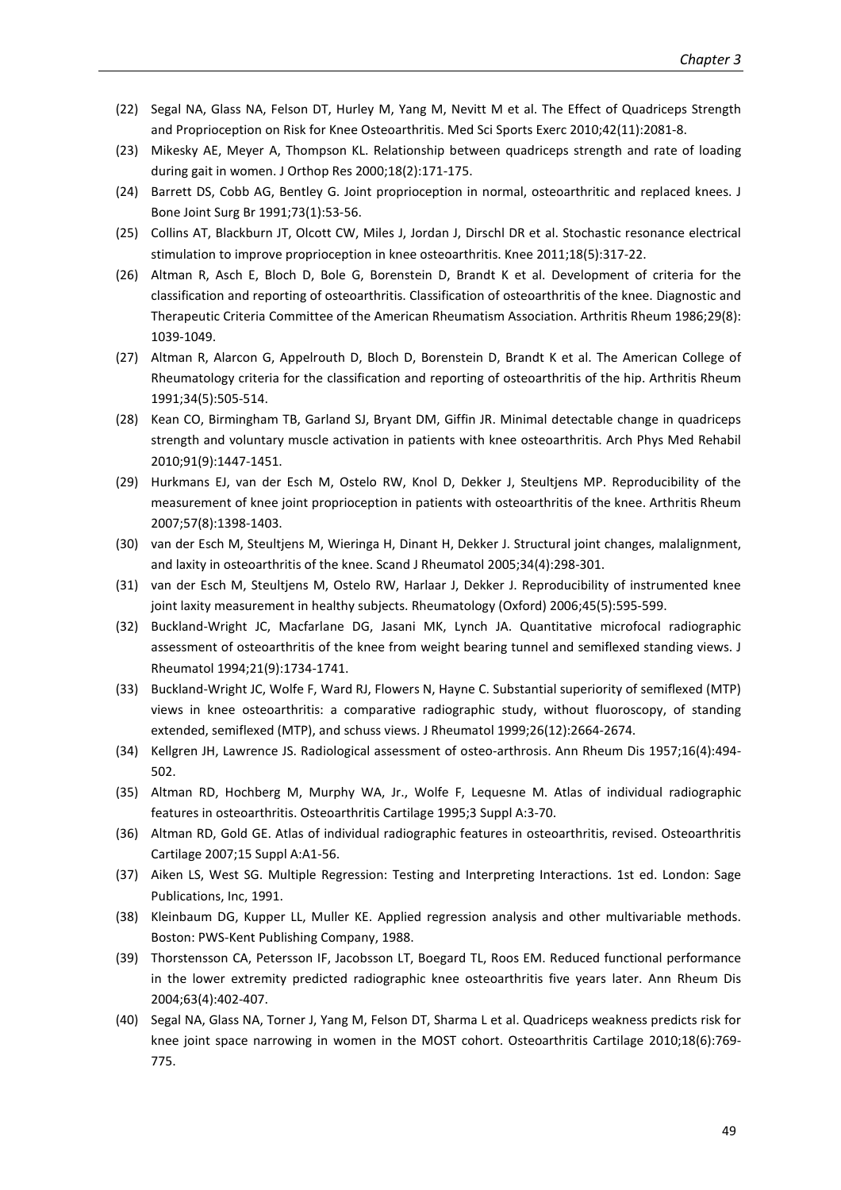(22) Segal NA, Glass NA, Felson DT, Hurley M, Yang M, Nevitt M et al. The Effect of Quadriceps Strength and Proprioception on Risk for Knee Osteoarthritis. Med Sci Sports Exerc 2010;42(11):2081-8.

(23) Mikesky AE, Meyer A, Thompson KL. Relationship between quadriceps strength and rate of loading during gait in women. J Orthop Res 2000;18(2):171-175.

(24) Barrett DS, Cobb AG, Bentley G. Joint proprioception in normal, osteoarthritic and replaced knees. J Bone Joint Surg Br 1991;73(1):53-56.

(25) Collins AT, Blackburn JT, Olcott CW, Miles J, Jordan J, Dirschl DR et al. Stochastic resonance electrical stimulation to improve proprioception in knee osteoarthritis. Knee 2011;18(5):317-22.

(26) Altman R, Asch E, Bloch D, Bole G, Borenstein D, Brandt K et al. Development of criteria for the classification and reporting of osteoarthritis. Classification of osteoarthritis of the knee. Diagnostic and Therapeutic Criteria Committee of the American Rheumatism Association. Arthritis Rheum 1986;29(8): 1039-1049.

(27) Altman R, Alarcon G, Appelrouth D, Bloch D, Borenstein D, Brandt K et al. The American College of Rheumatology criteria for the classification and reporting of osteoarthritis of the hip. Arthritis Rheum 1991;34(5):505-514.

(28) Kean CO, Birmingham TB, Garland SJ, Bryant DM, Giffin JR. Minimal detectable change in quadriceps strength and voluntary muscle activation in patients with knee osteoarthritis. Arch Phys Med Rehabil 2010;91(9):1447-1451.

(29) Hurkmans EJ, van der Esch M, Ostelo RW, Knol D, Dekker J, Steultjens MP. Reproducibility of the measurement of knee joint proprioception in patients with osteoarthritis of the knee. Arthritis Rheum 2007;57(8):1398-1403.

(30) van der Esch M, Steultjens M, Wieringa H, Dinant H, Dekker J. Structural joint changes, malalignment, and laxity in osteoarthritis of the knee. Scand J Rheumatol 2005;34(4):298-301.

(31) van der Esch M, Steultjens M, Ostelo RW, Harlaar J, Dekker J. Reproducibility of instrumented knee joint laxity measurement in healthy subjects. Rheumatology (Oxford) 2006;45(5):595-599.

(32) Buckland-Wright JC, Macfarlane DG, Jasani MK, Lynch JA. Quantitative microfocal radiographic assessment of osteoarthritis of the knee from weight bearing tunnel and semiflexed standing views. J Rheumatol 1994;21(9):1734-1741.

(33) Buckland-Wright JC, Wolfe F, Ward RJ, Flowers N, Hayne C. Substantial superiority of semiflexed (MTP) views in knee osteoarthritis: a comparative radiographic study, without fluoroscopy, of standing extended, semiflexed (MTP), and schuss views. J Rheumatol 1999;26(12):2664-2674.

(34) Kellgren JH, Lawrence JS. Radiological assessment of osteo-arthrosis. Ann Rheum Dis 1957;16(4):494-502.

(35) Altman RD, Hochberg M, Murphy WA, Jr., Wolfe F, Lequesne M. Atlas of individual radiographic features in osteoarthritis. Osteoarthritis Cartilage 1995;3 Suppl A:3-70.

(36) Altman RD, Gold GE. Atlas of individual radiographic features in osteoarthritis, revised. Osteoarthritis Cartilage 2007;15 Suppl A:A1-56.

(37) Aiken LS, West SG. Multiple Regression: Testing and Interpreting Interactions. 1st ed. London: Sage Publications, Inc, 1991.

(38) Kleinbaum DG, Kupper LL, Muller KE. Applied regression analysis and other multivariable methods. Boston: PWS-Kent Publishing Company, 1988.

(39) Thorstensson CA, Petersson IF, Jacobsson LT, Boegard TL, Roos EM. Reduced functional performance in the lower extremity predicted radiographic knee osteoarthritis five years later. Ann Rheum Dis 2004;63(4):402-407.

(40) Segal NA, Glass NA, Torner J, Yang M, Felson DT, Sharma L et al. Quadriceps weakness predicts risk for knee joint space narrowing in women in the MOST cohort. Osteoarthritis Cartilage 2010;18(6):769-775.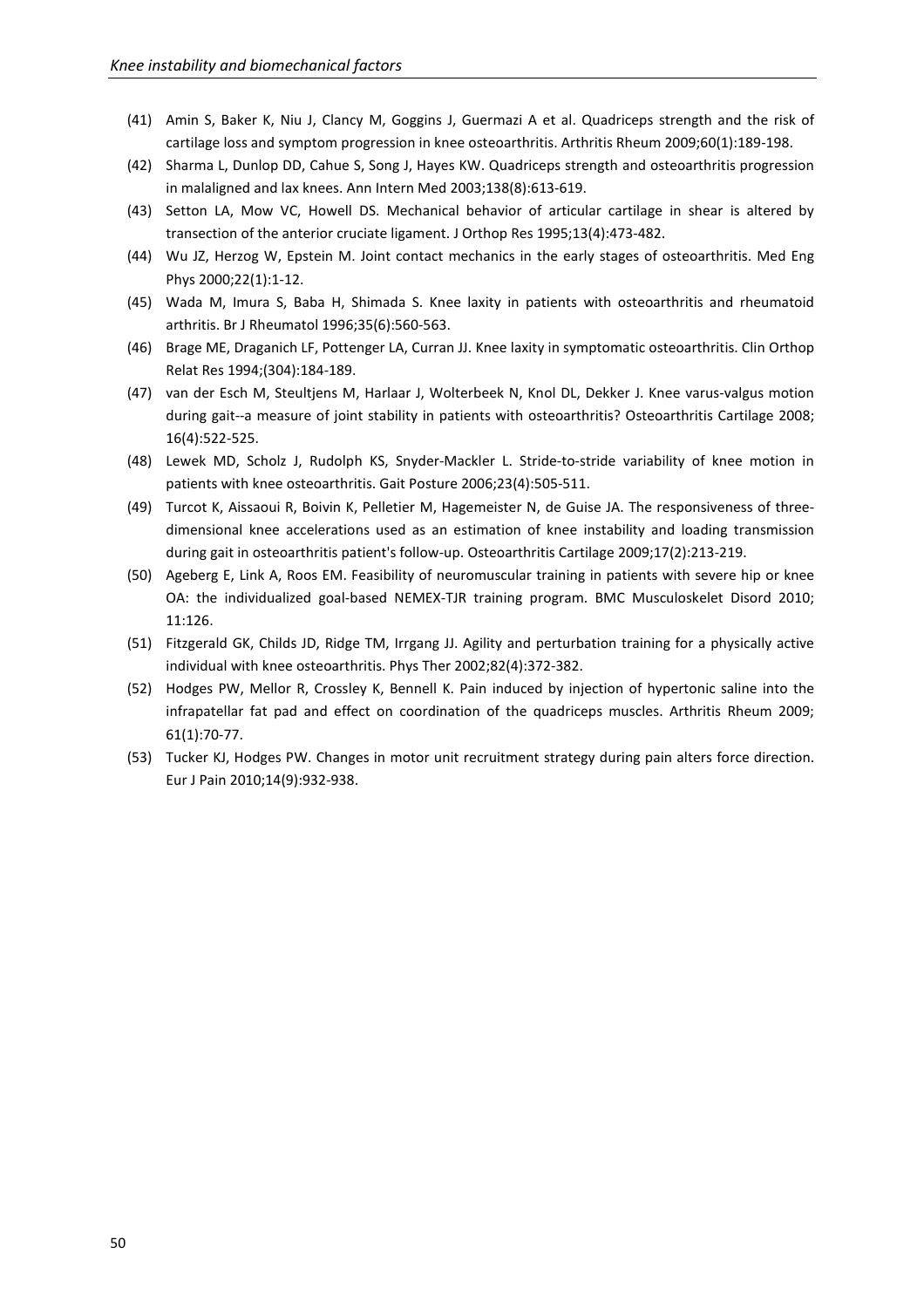(41) Amin S, Baker K, Niu J, Clancy M, Goggins J, Guermazi A et al. Quadriceps strength and the risk of cartilage loss and symptom progression in knee osteoarthritis. Arthritis Rheum 2009;60(1):189-198.

(42) Sharma L, Dunlop DD, Cahue S, Song J, Hayes KW. Quadriceps strength and osteoarthritis progression in malaligned and lax knees. Ann Intern Med 2003;138(8):613-619.

(43) Setton LA, Mow VC, Howell DS. Mechanical behavior of articular cartilage in shear is altered by transection of the anterior cruciate ligament. J Orthop Res 1995;13(4):473-482.

(44) Wu JZ, Herzog W, Epstein M. Joint contact mechanics in the early stages of osteoarthritis. Med Eng Phys 2000;22(1):1-12.

(45) Wada M, Imura S, Baba H, Shimada S. Knee laxity in patients with osteoarthritis and rheumatoid arthritis. Br J Rheumatol 1996;35(6):560-563.

(46) Brage ME, Draganich LF, Pottenger LA, Curran JJ. Knee laxity in symptomatic osteoarthritis. Clin Orthop Relat Res 1994;(304):184-189.

(47) van der Esch M, Steultjens M, Harlaar J, Wolterbeek N, Knol DL, Dekker J. Knee varus-valgus motion during gait--a measure of joint stability in patients with osteoarthritis? Osteoarthritis Cartilage 2008; 16(4):522-525.

(48) Lewek MD, Scholz J, Rudolph KS, Snyder-Mackler L. Stride-to-stride variability of knee motion in patients with knee osteoarthritis. Gait Posture 2006;23(4):505-511.

(49) Turcot K, Aissaoui R, Boivin K, Pelletier M, Hagemeister N, de Guise JA. The responsiveness of three-dimensional knee accelerations used as an estimation of knee instability and loading transmission during gait in osteoarthritis patient's follow-up. Osteoarthritis Cartilage 2009;17(2):213-219.

(50) Ageberg E, Link A, Roos EM. Feasibility of neuromuscular training in patients with severe hip or knee OA: the individualized goal-based NEMEX-TJR training program. BMC Musculoskelet Disord 2010; 11:126.

(51) Fitzgerald GK, Childs JD, Ridge TM, Irrgang JJ. Agility and perturbation training for a physically active individual with knee osteoarthritis. Phys Ther 2002;82(4):372-382.

(52) Hodges PW, Mellor R, Crossley K, Bennell K. Pain induced by injection of hypertonic saline into the infrapatellar fat pad and effect on coordination of the quadriceps muscles. Arthritis Rheum 2009; 61(1):70-77.

(53) Tucker KJ, Hodges PW. Changes in motor unit recruitment strategy during pain alters force direction. Eur J Pain 2010;14(9):932-938.